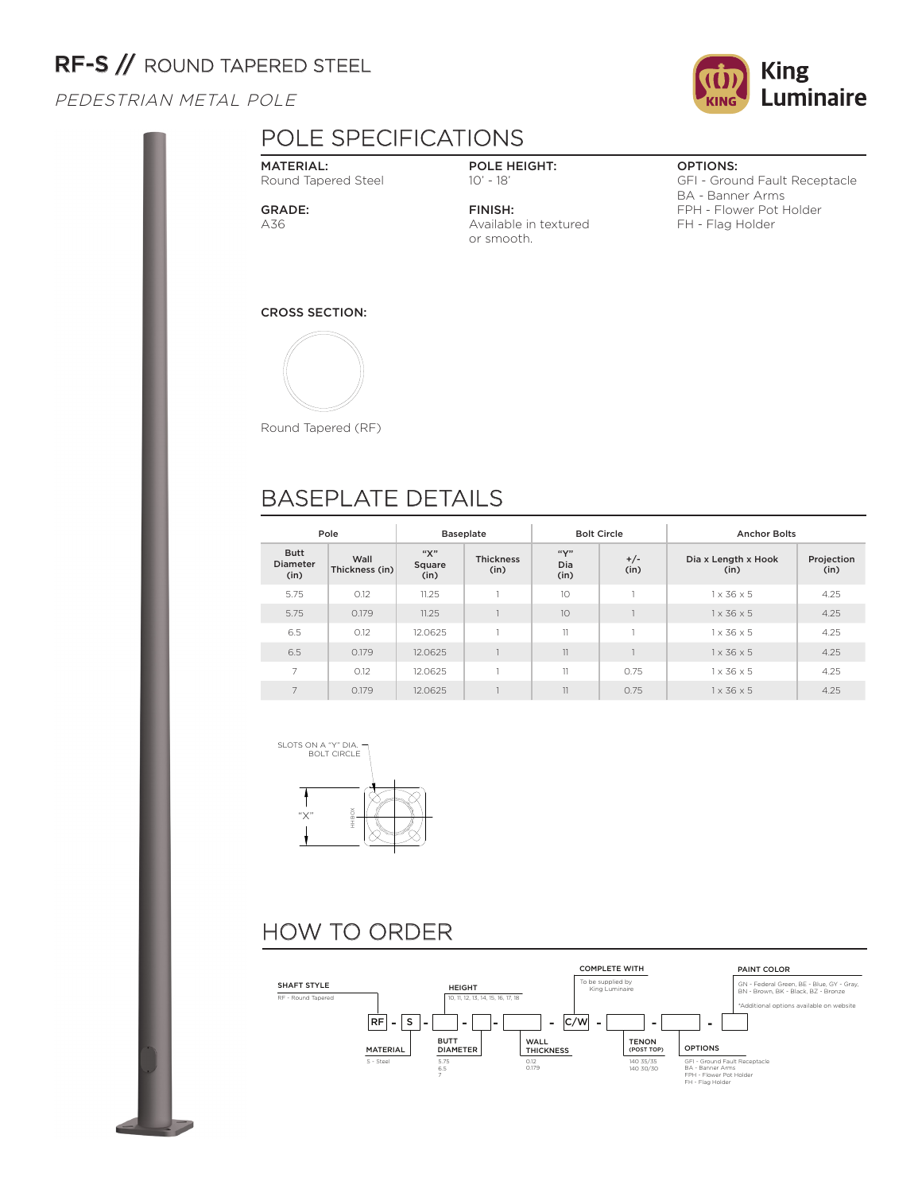# RF-S // ROUND TAPERED STEEL

*PEDESTRIAN METAL POLE*

King Luminaire

## POLE SPECIFICATIONS

**MATERIAL:**
Round Tapered Steel

**GRADE:**
A36

**POLE HEIGHT:**
10' - 18'

**FINISH:**
Available in textured or smooth.

**OPTIONS:**
GFI - Ground Fault Receptacle
BA - Banner Arms
FPH - Flower Pot Holder
FH - Flag Holder

**CROSS SECTION:**

Round Tapered (RF)

## BASEPLATE DETAILS

| Pole | | Baseplate | | Bolt Circle | | Anchor Bolts | |
|---|---|---|---|---|---|---|---|
| Butt Diameter (in) | Wall Thickness (in) | "X" Square (in) | Thickness (in) | "Y" Dia (in) | +/- (in) | Dia x Length x Hook (in) | Projection (in) |
| 5.75 | 0.12 | 11.25 | 1 | 10 | 1 | 1 x 36 x 5 | 4.25 |
| 5.75 | 0.179 | 11.25 | 1 | 10 | 1 | 1 x 36 x 5 | 4.25 |
| 6.5 | 0.12 | 12.0625 | 1 | 11 | 1 | 1 x 36 x 5 | 4.25 |
| 6.5 | 0.179 | 12.0625 | 1 | 11 | 1 | 1 x 36 x 5 | 4.25 |
| 7 | 0.12 | 12.0625 | 1 | 11 | 0.75 | 1 x 36 x 5 | 4.25 |
| 7 | 0.179 | 12.0625 | 1 | 11 | 0.75 | 1 x 36 x 5 | 4.25 |

SLOTS ON A "Y" DIA. BOLT CIRCLE

"X"

HH BOX

## HOW TO ORDER

RF - S - [ ] - [ ] - [ ] - C/W - [ ] - [ ] - [ ]

**SHAFT STYLE**
RF - Round Tapered

**MATERIAL**
S - Steel

**HEIGHT**
10, 11, 12, 13, 14, 15, 16, 17, 18

**BUTT DIAMETER**
5.75
6.5
7

**WALL THICKNESS**
0.12
0.179

**COMPLETE WITH**
To be supplied by King Luminaire

**TENON (POST TOP)**
140 35/35
140 30/30

**OPTIONS**
GFI - Ground Fault Receptacle
BA - Banner Arms
FPH - Flower Pot Holder
FH - Flag Holder

**PAINT COLOR**
GN - Federal Green, BE - Blue, GY - Gray, BN - Brown, BK - Black, BZ - Bronze

*Additional options available on website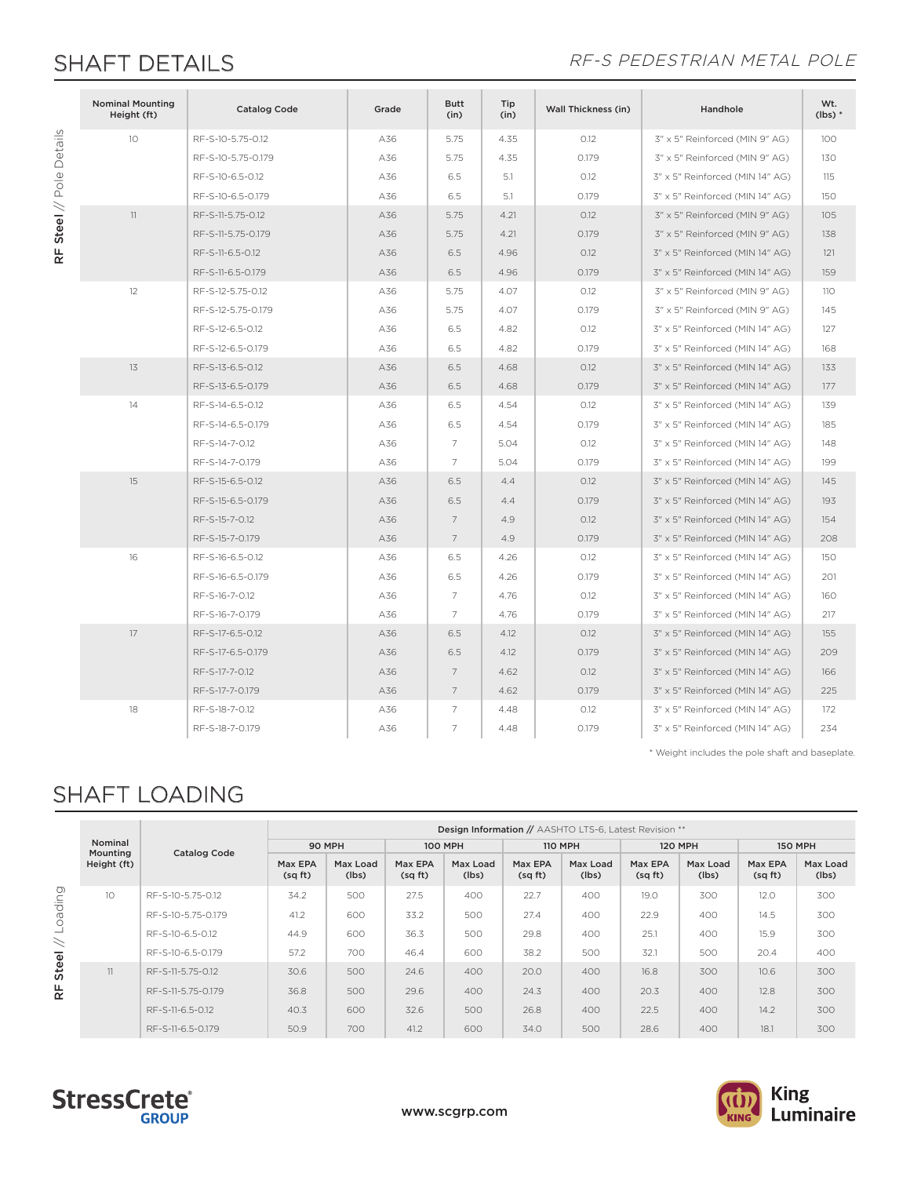## SHAFT DETAILS

*RF-S PEDESTRIAN METAL POLE*

**RF Steel // Pole Details**

| Nominal Mounting Height (ft) | Catalog Code | Grade | Butt (in) | Tip (in) | Wall Thickness (in) | Handhole | Wt. (lbs) * |
|---|---|---|---|---|---|---|---|
| 10 | RF-S-10-5.75-0.12 | A36 | 5.75 | 4.35 | 0.12 | 3" x 5" Reinforced (MIN 9" AG) | 100 |
| | RF-S-10-5.75-0.179 | A36 | 5.75 | 4.35 | 0.179 | 3" x 5" Reinforced (MIN 9" AG) | 130 |
| | RF-S-10-6.5-0.12 | A36 | 6.5 | 5.1 | 0.12 | 3" x 5" Reinforced (MIN 14" AG) | 115 |
| | RF-S-10-6.5-0.179 | A36 | 6.5 | 5.1 | 0.179 | 3" x 5" Reinforced (MIN 14" AG) | 150 |
| 11 | RF-S-11-5.75-0.12 | A36 | 5.75 | 4.21 | 0.12 | 3" x 5" Reinforced (MIN 9" AG) | 105 |
| | RF-S-11-5.75-0.179 | A36 | 5.75 | 4.21 | 0.179 | 3" x 5" Reinforced (MIN 9" AG) | 138 |
| | RF-S-11-6.5-0.12 | A36 | 6.5 | 4.96 | 0.12 | 3" x 5" Reinforced (MIN 14" AG) | 121 |
| | RF-S-11-6.5-0.179 | A36 | 6.5 | 4.96 | 0.179 | 3" x 5" Reinforced (MIN 14" AG) | 159 |
| 12 | RF-S-12-5.75-0.12 | A36 | 5.75 | 4.07 | 0.12 | 3" x 5" Reinforced (MIN 9" AG) | 110 |
| | RF-S-12-5.75-0.179 | A36 | 5.75 | 4.07 | 0.179 | 3" x 5" Reinforced (MIN 9" AG) | 145 |
| | RF-S-12-6.5-0.12 | A36 | 6.5 | 4.82 | 0.12 | 3" x 5" Reinforced (MIN 14" AG) | 127 |
| | RF-S-12-6.5-0.179 | A36 | 6.5 | 4.82 | 0.179 | 3" x 5" Reinforced (MIN 14" AG) | 168 |
| 13 | RF-S-13-6.5-0.12 | A36 | 6.5 | 4.68 | 0.12 | 3" x 5" Reinforced (MIN 14" AG) | 133 |
| | RF-S-13-6.5-0.179 | A36 | 6.5 | 4.68 | 0.179 | 3" x 5" Reinforced (MIN 14" AG) | 177 |
| 14 | RF-S-14-6.5-0.12 | A36 | 6.5 | 4.54 | 0.12 | 3" x 5" Reinforced (MIN 14" AG) | 139 |
| | RF-S-14-6.5-0.179 | A36 | 6.5 | 4.54 | 0.179 | 3" x 5" Reinforced (MIN 14" AG) | 185 |
| | RF-S-14-7-0.12 | A36 | 7 | 5.04 | 0.12 | 3" x 5" Reinforced (MIN 14" AG) | 148 |
| | RF-S-14-7-0.179 | A36 | 7 | 5.04 | 0.179 | 3" x 5" Reinforced (MIN 14" AG) | 199 |
| 15 | RF-S-15-6.5-0.12 | A36 | 6.5 | 4.4 | 0.12 | 3" x 5" Reinforced (MIN 14" AG) | 145 |
| | RF-S-15-6.5-0.179 | A36 | 6.5 | 4.4 | 0.179 | 3" x 5" Reinforced (MIN 14" AG) | 193 |
| | RF-S-15-7-0.12 | A36 | 7 | 4.9 | 0.12 | 3" x 5" Reinforced (MIN 14" AG) | 154 |
| | RF-S-15-7-0.179 | A36 | 7 | 4.9 | 0.179 | 3" x 5" Reinforced (MIN 14" AG) | 208 |
| 16 | RF-S-16-6.5-0.12 | A36 | 6.5 | 4.26 | 0.12 | 3" x 5" Reinforced (MIN 14" AG) | 150 |
| | RF-S-16-6.5-0.179 | A36 | 6.5 | 4.26 | 0.179 | 3" x 5" Reinforced (MIN 14" AG) | 201 |
| | RF-S-16-7-0.12 | A36 | 7 | 4.76 | 0.12 | 3" x 5" Reinforced (MIN 14" AG) | 160 |
| | RF-S-16-7-0.179 | A36 | 7 | 4.76 | 0.179 | 3" x 5" Reinforced (MIN 14" AG) | 217 |
| 17 | RF-S-17-6.5-0.12 | A36 | 6.5 | 4.12 | 0.12 | 3" x 5" Reinforced (MIN 14" AG) | 155 |
| | RF-S-17-6.5-0.179 | A36 | 6.5 | 4.12 | 0.179 | 3" x 5" Reinforced (MIN 14" AG) | 209 |
| | RF-S-17-7-0.12 | A36 | 7 | 4.62 | 0.12 | 3" x 5" Reinforced (MIN 14" AG) | 166 |
| | RF-S-17-7-0.179 | A36 | 7 | 4.62 | 0.179 | 3" x 5" Reinforced (MIN 14" AG) | 225 |
| 18 | RF-S-18-7-0.12 | A36 | 7 | 4.48 | 0.12 | 3" x 5" Reinforced (MIN 14" AG) | 172 |
| | RF-S-18-7-0.179 | A36 | 7 | 4.48 | 0.179 | 3" x 5" Reinforced (MIN 14" AG) | 234 |

* Weight includes the pole shaft and baseplate.

## SHAFT LOADING

**RF Steel // Loading**

| Nominal Mounting Height (ft) | Catalog Code | **Design Information //** AASHTO LTS-6, Latest Revision ** | | | | | | | | | |
|---|---|---|---|---|---|---|---|---|---|---|---|
| | | 90 MPH | | 100 MPH | | 110 MPH | | 120 MPH | | 150 MPH | |
| | | Max EPA (sq ft) | Max Load (lbs) | Max EPA (sq ft) | Max Load (lbs) | Max EPA (sq ft) | Max Load (lbs) | Max EPA (sq ft) | Max Load (lbs) | Max EPA (sq ft) | Max Load (lbs) |
| 10 | RF-S-10-5.75-0.12 | 34.2 | 500 | 27.5 | 400 | 22.7 | 400 | 19.0 | 300 | 12.0 | 300 |
| | RF-S-10-5.75-0.179 | 41.2 | 600 | 33.2 | 500 | 27.4 | 400 | 22.9 | 400 | 14.5 | 300 |
| | RF-S-10-6.5-0.12 | 44.9 | 600 | 36.3 | 500 | 29.8 | 400 | 25.1 | 400 | 15.9 | 300 |
| | RF-S-10-6.5-0.179 | 57.2 | 700 | 46.4 | 600 | 38.2 | 500 | 32.1 | 500 | 20.4 | 400 |
| 11 | RF-S-11-5.75-0.12 | 30.6 | 500 | 24.6 | 400 | 20.0 | 400 | 16.8 | 300 | 10.6 | 300 |
| | RF-S-11-5.75-0.179 | 36.8 | 500 | 29.6 | 400 | 24.3 | 400 | 20.3 | 400 | 12.8 | 300 |
| | RF-S-11-6.5-0.12 | 40.3 | 600 | 32.6 | 500 | 26.8 | 400 | 22.5 | 400 | 14.2 | 300 |
| | RF-S-11-6.5-0.179 | 50.9 | 700 | 41.2 | 600 | 34.0 | 500 | 28.6 | 400 | 18.1 | 300 |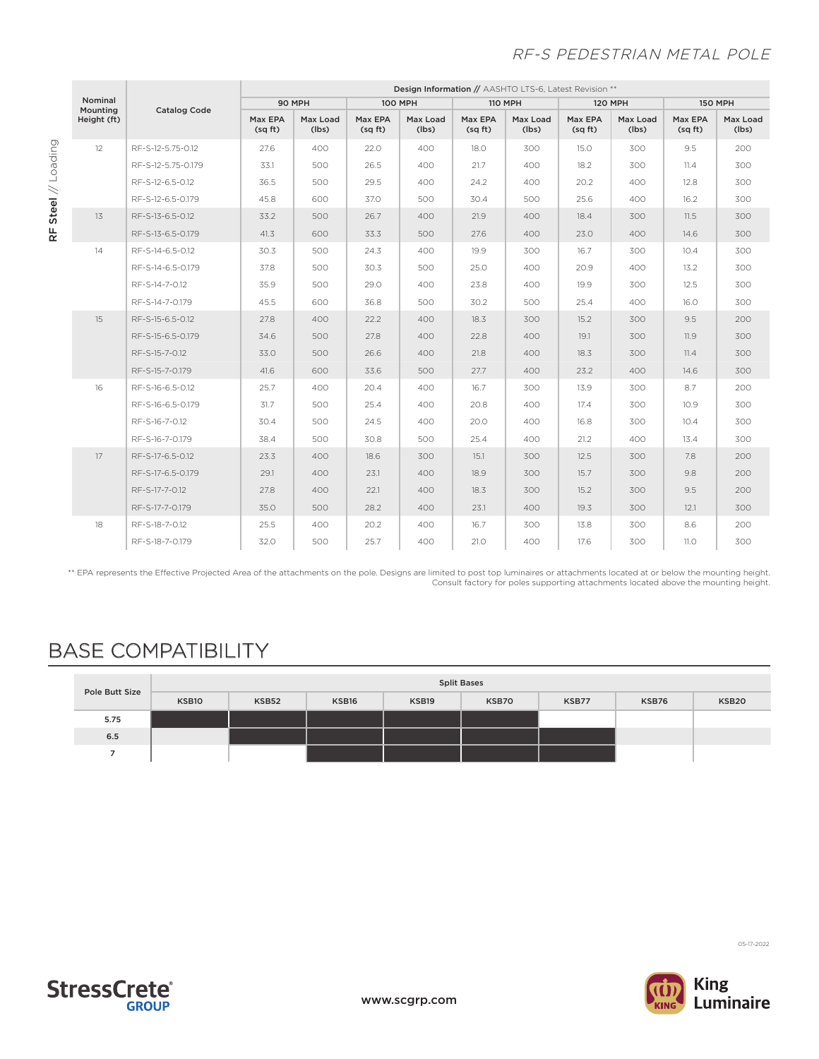## RF Steel // Loading

| Nominal Mounting Height (ft) | Catalog Code | Design Information // AASHTO LTS-6, Latest Revision ** | | | | | | | | | |
|---|---|---|---|---|---|---|---|---|---|---|---|
| | | 90 MPH | | 100 MPH | | 110 MPH | | 120 MPH | | 150 MPH | |
| | | Max EPA (sq ft) | Max Load (lbs) | Max EPA (sq ft) | Max Load (lbs) | Max EPA (sq ft) | Max Load (lbs) | Max EPA (sq ft) | Max Load (lbs) | Max EPA (sq ft) | Max Load (lbs) |
| 12 | RF-S-12-5.75-0.12 | 27.6 | 400 | 22.0 | 400 | 18.0 | 300 | 15.0 | 300 | 9.5 | 200 |
| | RF-S-12-5.75-0.179 | 33.1 | 500 | 26.5 | 400 | 21.7 | 400 | 18.2 | 300 | 11.4 | 300 |
| | RF-S-12-6.5-0.12 | 36.5 | 500 | 29.5 | 400 | 24.2 | 400 | 20.2 | 400 | 12.8 | 300 |
| | RF-S-12-6.5-0.179 | 45.8 | 600 | 37.0 | 500 | 30.4 | 500 | 25.6 | 400 | 16.2 | 300 |
| 13 | RF-S-13-6.5-0.12 | 33.2 | 500 | 26.7 | 400 | 21.9 | 400 | 18.4 | 300 | 11.5 | 300 |
| | RF-S-13-6.5-0.179 | 41.3 | 600 | 33.3 | 500 | 27.6 | 400 | 23.0 | 400 | 14.6 | 300 |
| 14 | RF-S-14-6.5-0.12 | 30.3 | 500 | 24.3 | 400 | 19.9 | 300 | 16.7 | 300 | 10.4 | 300 |
| | RF-S-14-6.5-0.179 | 37.8 | 500 | 30.3 | 500 | 25.0 | 400 | 20.9 | 400 | 13.2 | 300 |
| | RF-S-14-7-0.12 | 35.9 | 500 | 29.0 | 400 | 23.8 | 400 | 19.9 | 300 | 12.5 | 300 |
| | RF-S-14-7-0.179 | 45.5 | 600 | 36.8 | 500 | 30.2 | 500 | 25.4 | 400 | 16.0 | 300 |
| 15 | RF-S-15-6.5-0.12 | 27.8 | 400 | 22.2 | 400 | 18.3 | 300 | 15.2 | 300 | 9.5 | 200 |
| | RF-S-15-6.5-0.179 | 34.6 | 500 | 27.8 | 400 | 22.8 | 400 | 19.1 | 300 | 11.9 | 300 |
| | RF-S-15-7-0.12 | 33.0 | 500 | 26.6 | 400 | 21.8 | 400 | 18.3 | 300 | 11.4 | 300 |
| | RF-S-15-7-0.179 | 41.6 | 600 | 33.6 | 500 | 27.7 | 400 | 23.2 | 400 | 14.6 | 300 |
| 16 | RF-S-16-6.5-0.12 | 25.7 | 400 | 20.4 | 400 | 16.7 | 300 | 13.9 | 300 | 8.7 | 200 |
| | RF-S-16-6.5-0.179 | 31.7 | 500 | 25.4 | 400 | 20.8 | 400 | 17.4 | 300 | 10.9 | 300 |
| | RF-S-16-7-0.12 | 30.4 | 500 | 24.5 | 400 | 20.0 | 400 | 16.8 | 300 | 10.4 | 300 |
| | RF-S-16-7-0.179 | 38.4 | 500 | 30.8 | 500 | 25.4 | 400 | 21.2 | 400 | 13.4 | 300 |
| 17 | RF-S-17-6.5-0.12 | 23.3 | 400 | 18.6 | 300 | 15.1 | 300 | 12.5 | 300 | 7.8 | 200 |
| | RF-S-17-6.5-0.179 | 29.1 | 400 | 23.1 | 400 | 18.9 | 300 | 15.7 | 300 | 9.8 | 200 |
| | RF-S-17-7-0.12 | 27.8 | 400 | 22.1 | 400 | 18.3 | 300 | 15.2 | 300 | 9.5 | 200 |
| | RF-S-17-7-0.179 | 35.0 | 500 | 28.2 | 400 | 23.1 | 400 | 19.3 | 300 | 12.1 | 300 |
| 18 | RF-S-18-7-0.12 | 25.5 | 400 | 20.2 | 400 | 16.7 | 300 | 13.8 | 300 | 8.6 | 200 |
| | RF-S-18-7-0.179 | 32.0 | 500 | 25.7 | 400 | 21.0 | 400 | 17.6 | 300 | 11.0 | 300 |

** EPA represents the Effective Projected Area of the attachments on the pole. Designs are limited to post top luminaires or attachments located at or below the mounting height. Consult factory for poles supporting attachments located above the mounting height.

# BASE COMPATIBILITY

| Pole Butt Size | Split Bases | | | | | | | |
|---|---|---|---|---|---|---|---|---|
| | KSB10 | KSB52 | KSB16 | KSB19 | KSB70 | KSB77 | KSB76 | KSB20 |
| 5.75 | ■ | ■ | ■ | ■ | ■ | | | |
| 6.5 | | ■ | ■ | ■ | ■ | ■ | | |
| 7 | | | ■ | ■ | ■ | ■ | | |